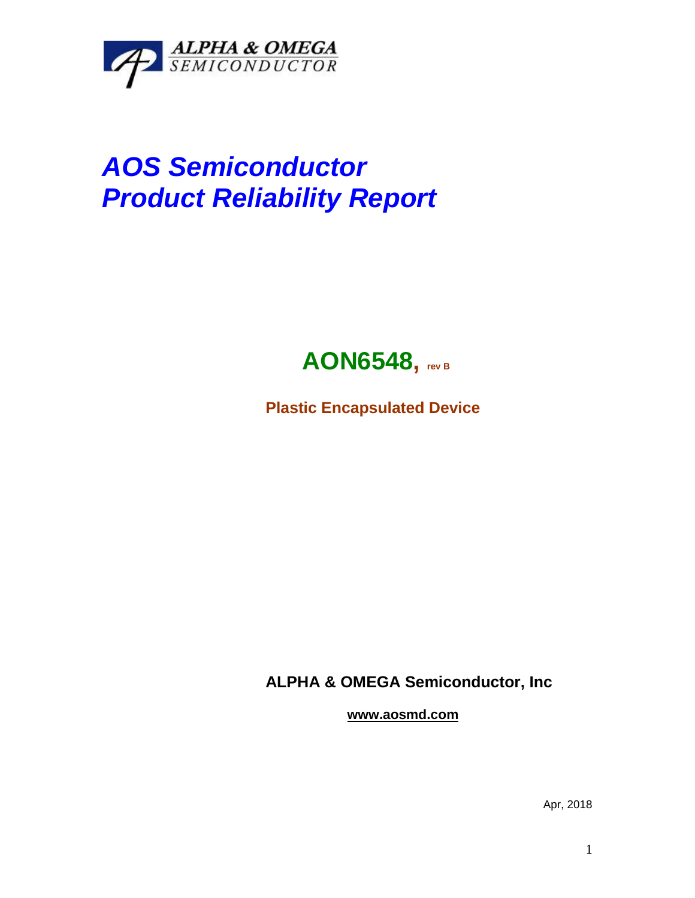ALPHA & OMEGA
SEMICONDUCTOR

# *AOS Semiconductor*
# *Product Reliability Report*

## AON6548, rev B

**Plastic Encapsulated Device**

**ALPHA & OMEGA Semiconductor, Inc**

**www.aosmd.com**

Apr, 2018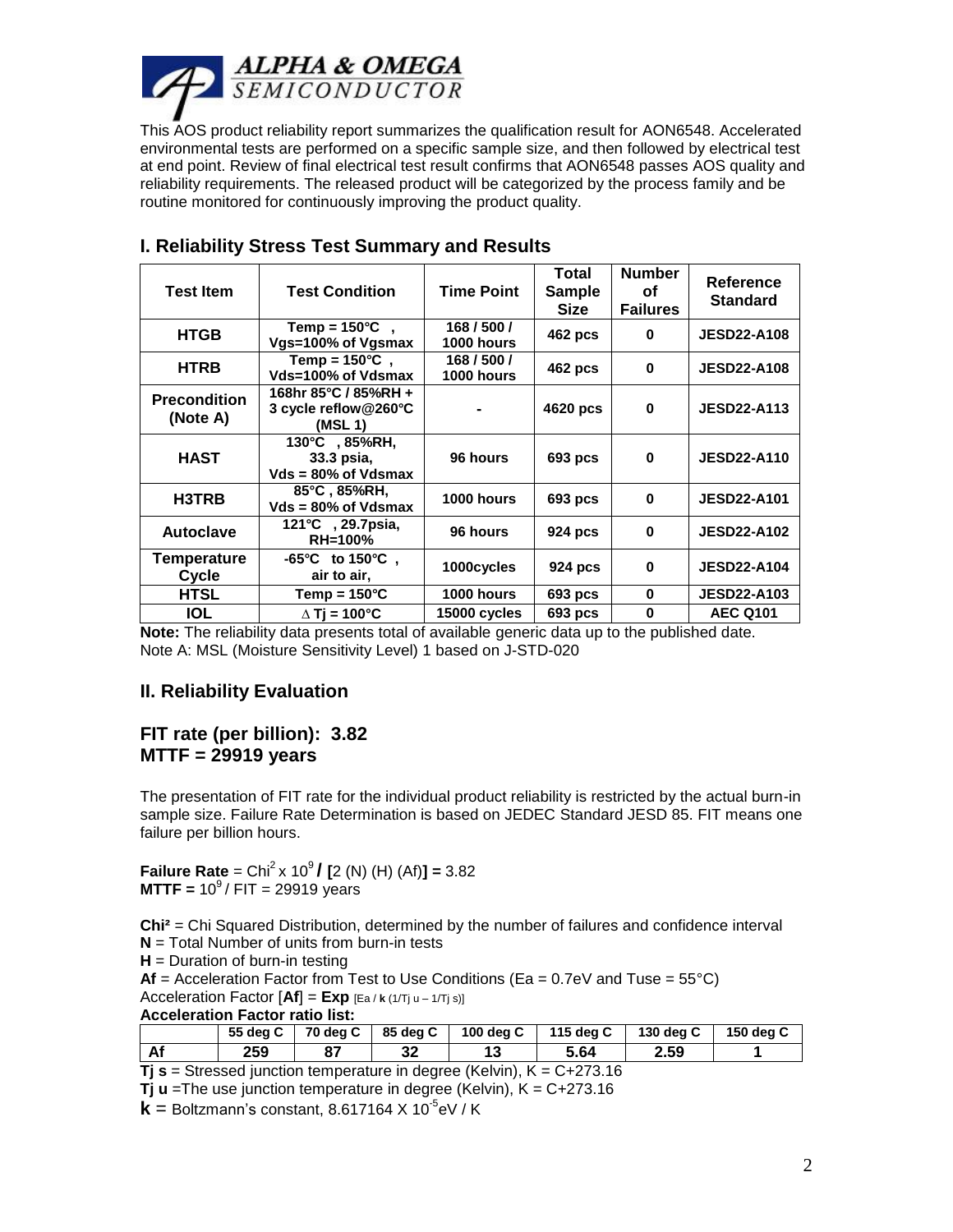ALPHA & OMEGA SEMICONDUCTOR

This AOS product reliability report summarizes the qualification result for AON6548. Accelerated environmental tests are performed on a specific sample size, and then followed by electrical test at end point. Review of final electrical test result confirms that AON6548 passes AOS quality and reliability requirements. The released product will be categorized by the process family and be routine monitored for continuously improving the product quality.

## I. Reliability Stress Test Summary and Results

| Test Item | Test Condition | Time Point | Total Sample Size | Number of Failures | Reference Standard |
|---|---|---|---|---|---|
| HTGB | Temp = 150°C , Vgs=100% of Vgsmax | 168 / 500 / 1000 hours | 462 pcs | 0 | JESD22-A108 |
| HTRB | Temp = 150°C , Vds=100% of Vdsmax | 168 / 500 / 1000 hours | 462 pcs | 0 | JESD22-A108 |
| Precondition (Note A) | 168hr 85°C / 85%RH + 3 cycle reflow@260°C (MSL 1) | - | 4620 pcs | 0 | JESD22-A113 |
| HAST | 130°C , 85%RH, 33.3 psia, Vds = 80% of Vdsmax | 96 hours | 693 pcs | 0 | JESD22-A110 |
| H3TRB | 85°C , 85%RH, Vds = 80% of Vdsmax | 1000 hours | 693 pcs | 0 | JESD22-A101 |
| Autoclave | 121°C , 29.7psia, RH=100% | 96 hours | 924 pcs | 0 | JESD22-A102 |
| Temperature Cycle | -65°C to 150°C , air to air, | 1000cycles | 924 pcs | 0 | JESD22-A104 |
| HTSL | Temp = 150°C | 1000 hours | 693 pcs | 0 | JESD22-A103 |
| IOL | $\Delta$ Tj = 100°C | 15000 cycles | 693 pcs | 0 | AEC Q101 |

**Note:** The reliability data presents total of available generic data up to the published date.
Note A: MSL (Moisture Sensitivity Level) 1 based on J-STD-020

## II. Reliability Evaluation

### FIT rate (per billion): 3.82
### MTTF = 29919 years

The presentation of FIT rate for the individual product reliability is restricted by the actual burn-in sample size. Failure Rate Determination is based on JEDEC Standard JESD 85. FIT means one failure per billion hours.

**Failure Rate** = $\text{Chi}^2 \times 10^9$ **/ [**2 (N) (H) (Af)**] =** 3.82
**MTTF =** $10^9$ / FIT = 29919 years

**Chi²** = Chi Squared Distribution, determined by the number of failures and confidence interval
**N** = Total Number of units from burn-in tests
**H** = Duration of burn-in testing
**Af** = Acceleration Factor from Test to Use Conditions (Ea = 0.7eV and Tuse = 55°C)
Acceleration Factor [**Af**] = **Exp** $[Ea / \mathbf{k} (1/Tj\ u - 1/Tj\ s)]$

**Acceleration Factor ratio list:**

| | 55 deg C | 70 deg C | 85 deg C | 100 deg C | 115 deg C | 130 deg C | 150 deg C |
|---|---|---|---|---|---|---|---|
| Af | 259 | 87 | 32 | 13 | 5.64 | 2.59 | 1 |

**Tj s** = Stressed junction temperature in degree (Kelvin), K = C+273.16
**Tj u** =The use junction temperature in degree (Kelvin), K = C+273.16
**k** = Boltzmann's constant, $8.617164 \times 10^{-5}$ eV / K